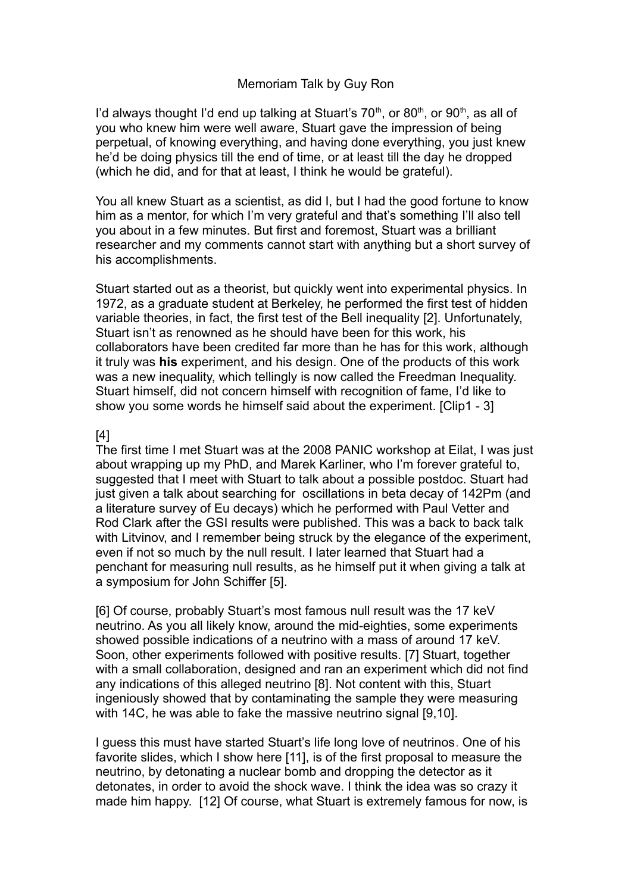# Memoriam Talk by Guy Ron

I'd always thought I'd end up talking at Stuart's $70^{th}$, or $80^{th}$, or $90^{th}$, as all of you who knew him were well aware, Stuart gave the impression of being perpetual, of knowing everything, and having done everything, you just knew he'd be doing physics till the end of time, or at least till the day he dropped (which he did, and for that at least, I think he would be grateful).

You all knew Stuart as a scientist, as did I, but I had the good fortune to know him as a mentor, for which I'm very grateful and that's something I'll also tell you about in a few minutes. But first and foremost, Stuart was a brilliant researcher and my comments cannot start with anything but a short survey of his accomplishments.

Stuart started out as a theorist, but quickly went into experimental physics. In 1972, as a graduate student at Berkeley, he performed the first test of hidden variable theories, in fact, the first test of the Bell inequality [2]. Unfortunately, Stuart isn't as renowned as he should have been for this work, his collaborators have been credited far more than he has for this work, although it truly was **his** experiment, and his design. One of the products of this work was a new inequality, which tellingly is now called the Freedman Inequality. Stuart himself, did not concern himself with recognition of fame, I'd like to show you some words he himself said about the experiment. [Clip1 - 3]

[4]
The first time I met Stuart was at the 2008 PANIC workshop at Eilat, I was just about wrapping up my PhD, and Marek Karliner, who I'm forever grateful to, suggested that I meet with Stuart to talk about a possible postdoc. Stuart had just given a talk about searching for oscillations in beta decay of 142Pm (and a literature survey of Eu decays) which he performed with Paul Vetter and Rod Clark after the GSI results were published. This was a back to back talk with Litvinov, and I remember being struck by the elegance of the experiment, even if not so much by the null result. I later learned that Stuart had a penchant for measuring null results, as he himself put it when giving a talk at a symposium for John Schiffer [5].

[6] Of course, probably Stuart's most famous null result was the 17 keV neutrino. As you all likely know, around the mid-eighties, some experiments showed possible indications of a neutrino with a mass of around 17 keV. Soon, other experiments followed with positive results. [7] Stuart, together with a small collaboration, designed and ran an experiment which did not find any indications of this alleged neutrino [8]. Not content with this, Stuart ingeniously showed that by contaminating the sample they were measuring with 14C, he was able to fake the massive neutrino signal [9,10].

I guess this must have started Stuart's life long love of neutrinos. One of his favorite slides, which I show here [11], is of the first proposal to measure the neutrino, by detonating a nuclear bomb and dropping the detector as it detonates, in order to avoid the shock wave. I think the idea was so crazy it made him happy. [12] Of course, what Stuart is extremely famous for now, is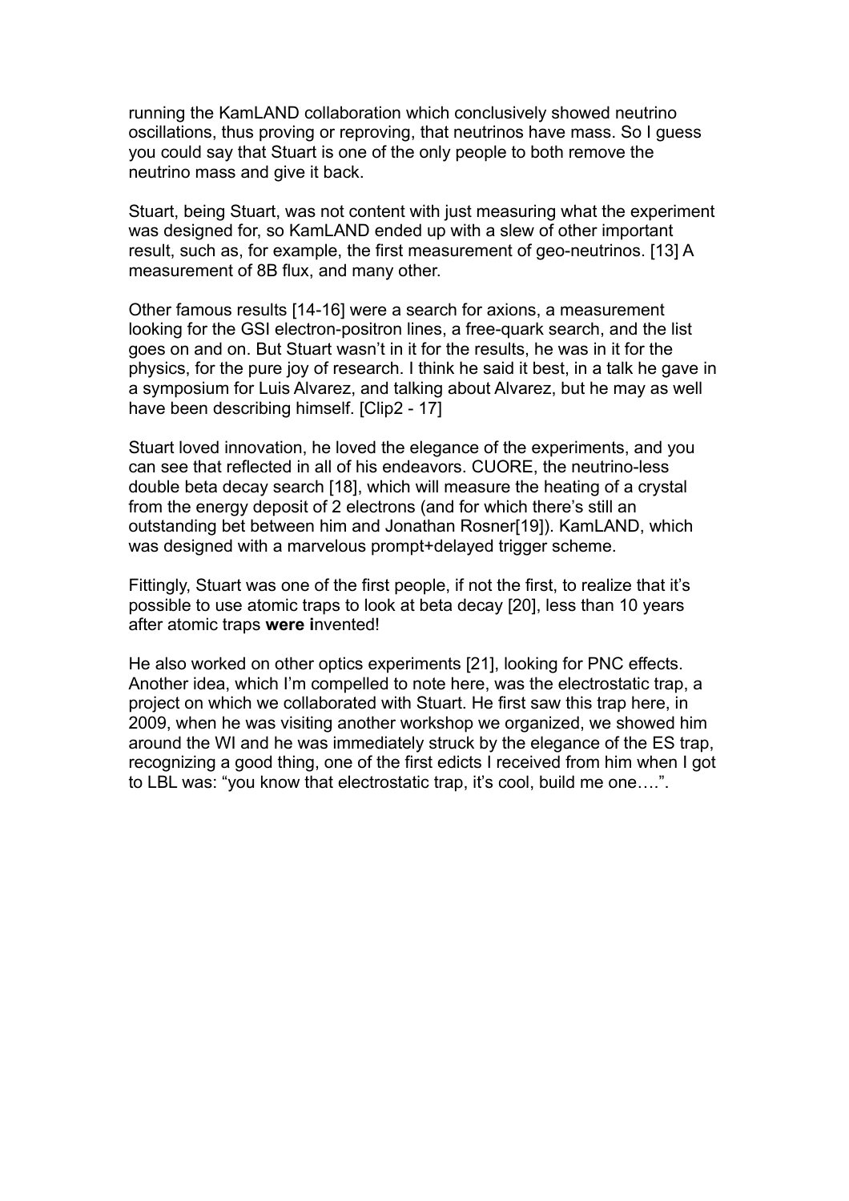running the KamLAND collaboration which conclusively showed neutrino oscillations, thus proving or reproving, that neutrinos have mass. So I guess you could say that Stuart is one of the only people to both remove the neutrino mass and give it back.

Stuart, being Stuart, was not content with just measuring what the experiment was designed for, so KamLAND ended up with a slew of other important result, such as, for example, the first measurement of geo-neutrinos. [13] A measurement of 8B flux, and many other.

Other famous results [14-16] were a search for axions, a measurement looking for the GSI electron-positron lines, a free-quark search, and the list goes on and on. But Stuart wasn't in it for the results, he was in it for the physics, for the pure joy of research. I think he said it best, in a talk he gave in a symposium for Luis Alvarez, and talking about Alvarez, but he may as well have been describing himself. [Clip2 - 17]

Stuart loved innovation, he loved the elegance of the experiments, and you can see that reflected in all of his endeavors. CUORE, the neutrino-less double beta decay search [18], which will measure the heating of a crystal from the energy deposit of 2 electrons (and for which there's still an outstanding bet between him and Jonathan Rosner[19]). KamLAND, which was designed with a marvelous prompt+delayed trigger scheme.

Fittingly, Stuart was one of the first people, if not the first, to realize that it's possible to use atomic traps to look at beta decay [20], less than 10 years after atomic traps **were i**nvented!

He also worked on other optics experiments [21], looking for PNC effects. Another idea, which I'm compelled to note here, was the electrostatic trap, a project on which we collaborated with Stuart. He first saw this trap here, in 2009, when he was visiting another workshop we organized, we showed him around the WI and he was immediately struck by the elegance of the ES trap, recognizing a good thing, one of the first edicts I received from him when I got to LBL was: "you know that electrostatic trap, it's cool, build me one….".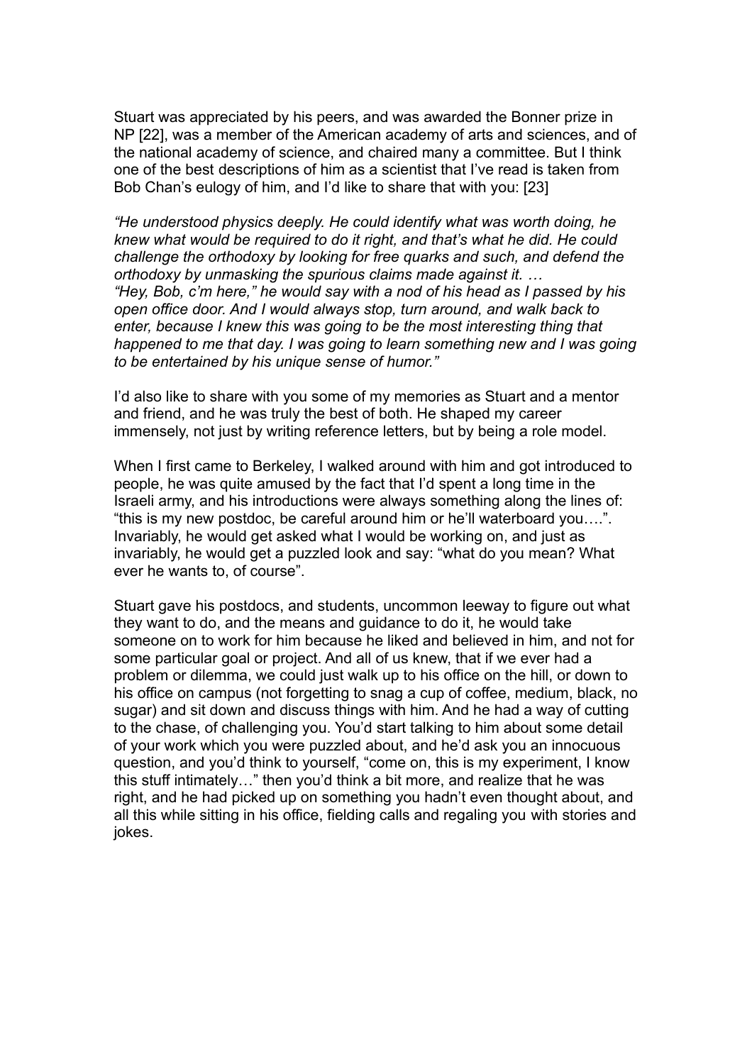Stuart was appreciated by his peers, and was awarded the Bonner prize in NP [22], was a member of the American academy of arts and sciences, and of the national academy of science, and chaired many a committee. But I think one of the best descriptions of him as a scientist that I've read is taken from Bob Chan's eulogy of him, and I'd like to share that with you: [23]

*"He understood physics deeply. He could identify what was worth doing, he knew what would be required to do it right, and that's what he did. He could challenge the orthodoxy by looking for free quarks and such, and defend the orthodoxy by unmasking the spurious claims made against it. …*
*"Hey, Bob, c'm here," he would say with a nod of his head as I passed by his open office door. And I would always stop, turn around, and walk back to enter, because I knew this was going to be the most interesting thing that happened to me that day. I was going to learn something new and I was going to be entertained by his unique sense of humor."*

I'd also like to share with you some of my memories as Stuart and a mentor and friend, and he was truly the best of both. He shaped my career immensely, not just by writing reference letters, but by being a role model.

When I first came to Berkeley, I walked around with him and got introduced to people, he was quite amused by the fact that I'd spent a long time in the Israeli army, and his introductions were always something along the lines of: "this is my new postdoc, be careful around him or he'll waterboard you….". Invariably, he would get asked what I would be working on, and just as invariably, he would get a puzzled look and say: "what do you mean? What ever he wants to, of course".

Stuart gave his postdocs, and students, uncommon leeway to figure out what they want to do, and the means and guidance to do it, he would take someone on to work for him because he liked and believed in him, and not for some particular goal or project. And all of us knew, that if we ever had a problem or dilemma, we could just walk up to his office on the hill, or down to his office on campus (not forgetting to snag a cup of coffee, medium, black, no sugar) and sit down and discuss things with him. And he had a way of cutting to the chase, of challenging you. You'd start talking to him about some detail of your work which you were puzzled about, and he'd ask you an innocuous question, and you'd think to yourself, "come on, this is my experiment, I know this stuff intimately…" then you'd think a bit more, and realize that he was right, and he had picked up on something you hadn't even thought about, and all this while sitting in his office, fielding calls and regaling you with stories and jokes.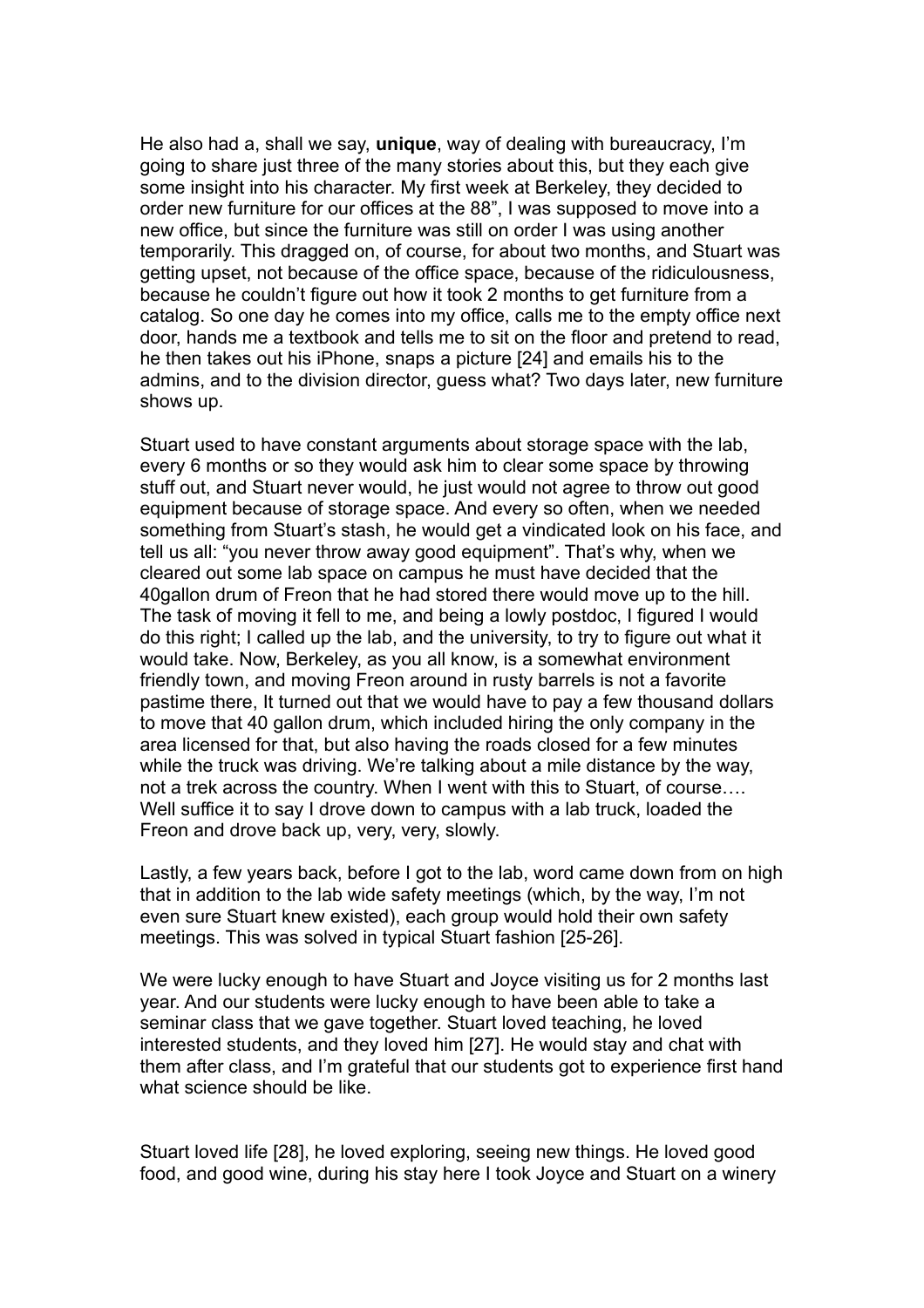He also had a, shall we say, **unique**, way of dealing with bureaucracy, I'm going to share just three of the many stories about this, but they each give some insight into his character. My first week at Berkeley, they decided to order new furniture for our offices at the 88", I was supposed to move into a new office, but since the furniture was still on order I was using another temporarily. This dragged on, of course, for about two months, and Stuart was getting upset, not because of the office space, because of the ridiculousness, because he couldn't figure out how it took 2 months to get furniture from a catalog. So one day he comes into my office, calls me to the empty office next door, hands me a textbook and tells me to sit on the floor and pretend to read, he then takes out his iPhone, snaps a picture [24] and emails his to the admins, and to the division director, guess what? Two days later, new furniture shows up.

Stuart used to have constant arguments about storage space with the lab, every 6 months or so they would ask him to clear some space by throwing stuff out, and Stuart never would, he just would not agree to throw out good equipment because of storage space. And every so often, when we needed something from Stuart's stash, he would get a vindicated look on his face, and tell us all: "you never throw away good equipment". That's why, when we cleared out some lab space on campus he must have decided that the 40gallon drum of Freon that he had stored there would move up to the hill. The task of moving it fell to me, and being a lowly postdoc, I figured I would do this right; I called up the lab, and the university, to try to figure out what it would take. Now, Berkeley, as you all know, is a somewhat environment friendly town, and moving Freon around in rusty barrels is not a favorite pastime there, It turned out that we would have to pay a few thousand dollars to move that 40 gallon drum, which included hiring the only company in the area licensed for that, but also having the roads closed for a few minutes while the truck was driving. We're talking about a mile distance by the way, not a trek across the country. When I went with this to Stuart, of course…. Well suffice it to say I drove down to campus with a lab truck, loaded the Freon and drove back up, very, very, slowly.

Lastly, a few years back, before I got to the lab, word came down from on high that in addition to the lab wide safety meetings (which, by the way, I'm not even sure Stuart knew existed), each group would hold their own safety meetings. This was solved in typical Stuart fashion [25-26].

We were lucky enough to have Stuart and Joyce visiting us for 2 months last year. And our students were lucky enough to have been able to take a seminar class that we gave together. Stuart loved teaching, he loved interested students, and they loved him [27]. He would stay and chat with them after class, and I'm grateful that our students got to experience first hand what science should be like.

Stuart loved life [28], he loved exploring, seeing new things. He loved good food, and good wine, during his stay here I took Joyce and Stuart on a winery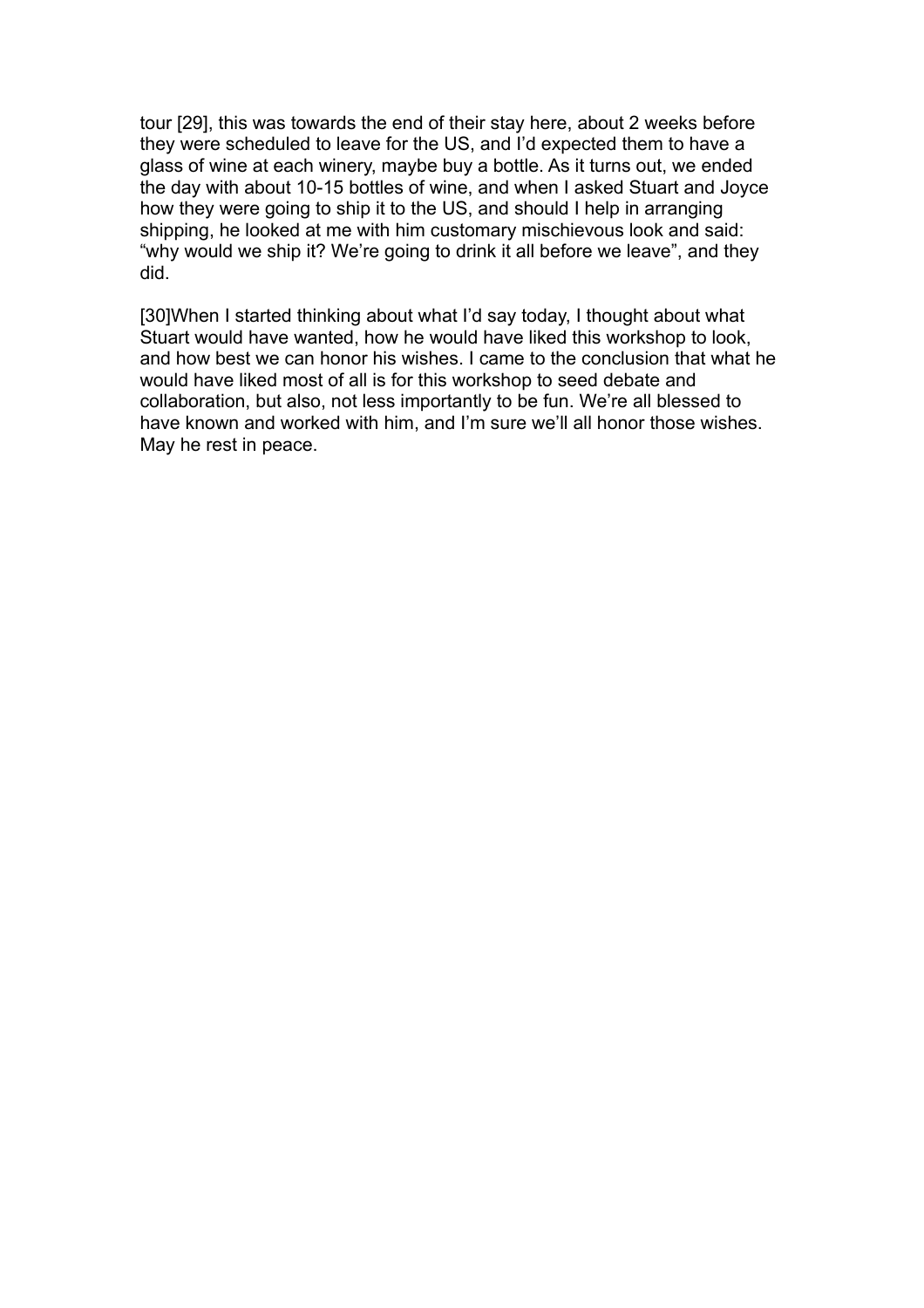tour [29], this was towards the end of their stay here, about 2 weeks before they were scheduled to leave for the US, and I'd expected them to have a glass of wine at each winery, maybe buy a bottle. As it turns out, we ended the day with about 10-15 bottles of wine, and when I asked Stuart and Joyce how they were going to ship it to the US, and should I help in arranging shipping, he looked at me with him customary mischievous look and said: "why would we ship it? We're going to drink it all before we leave", and they did.

[30]When I started thinking about what I'd say today, I thought about what Stuart would have wanted, how he would have liked this workshop to look, and how best we can honor his wishes. I came to the conclusion that what he would have liked most of all is for this workshop to seed debate and collaboration, but also, not less importantly to be fun. We're all blessed to have known and worked with him, and I'm sure we'll all honor those wishes. May he rest in peace.